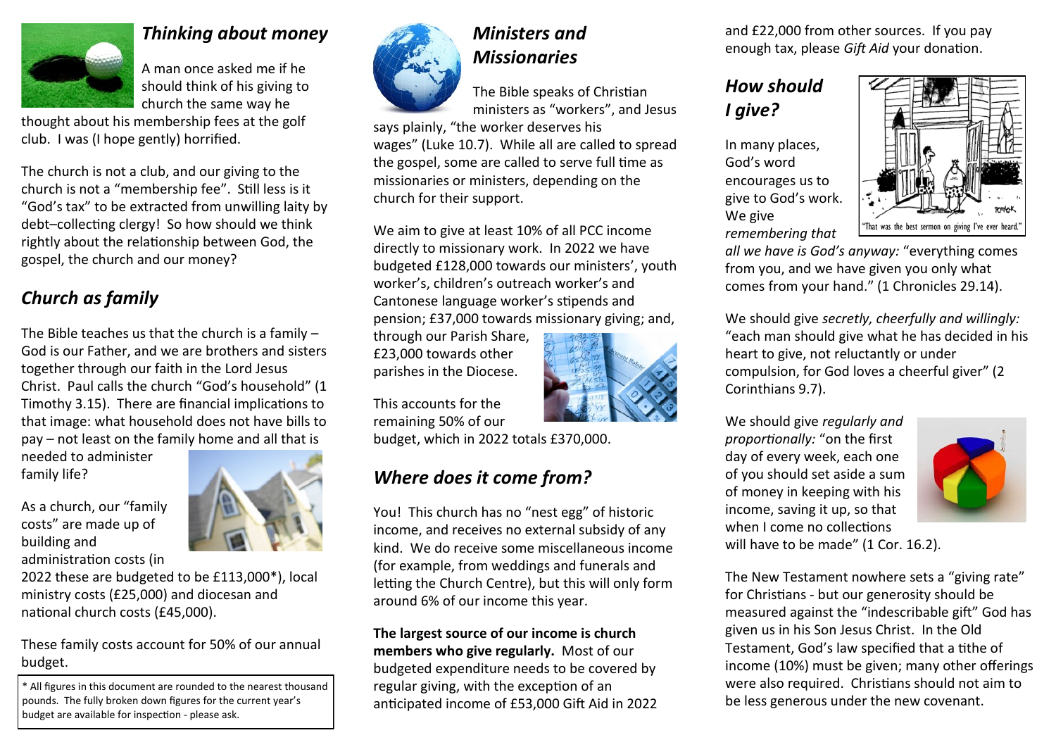## *Thinking about money*

A man once asked me if he should think of his giving to church the same way he thought about his membership fees at the golf club. I was (I hope gently) horrified.

The church is not a club, and our giving to the church is not a "membership fee". Still less is it "God's tax" to be extracted from unwilling laity by debt–collecting clergy! So how should we think rightly about the relationship between God, the gospel, the church and our money?

## *Church as family*

The Bible teaches us that the church is a family – God is our Father, and we are brothers and sisters together through our faith in the Lord Jesus Christ. Paul calls the church "God's household" (1 Timothy 3.15). There are financial implications to that image: what household does not have bills to pay – not least on the family home and all that is needed to administer family life?

As a church, our "family costs" are made up of building and administration costs (in 2022 these are budgeted to be £113,000*), local ministry costs (£25,000) and diocesan and national church costs (£45,000).

These family costs account for 50% of our annual budget.

\* All figures in this document are rounded to the nearest thousand pounds. The fully broken down figures for the current year's budget are available for inspection - please ask.

## *Ministers and Missionaries*

The Bible speaks of Christian ministers as "workers", and Jesus says plainly, "the worker deserves his wages" (Luke 10.7). While all are called to spread the gospel, some are called to serve full time as missionaries or ministers, depending on the church for their support.

We aim to give at least 10% of all PCC income directly to missionary work. In 2022 we have budgeted £128,000 towards our ministers', youth worker's, children's outreach worker's and Cantonese language worker's stipends and pension; £37,000 towards missionary giving; and, through our Parish Share, £23,000 towards other parishes in the Diocese.

This accounts for the remaining 50% of our budget, which in 2022 totals £370,000.

## *Where does it come from?*

You! This church has no "nest egg" of historic income, and receives no external subsidy of any kind. We do receive some miscellaneous income (for example, from weddings and funerals and letting the Church Centre), but this will only form around 6% of our income this year.

**The largest source of our income is church members who give regularly.** Most of our budgeted expenditure needs to be covered by regular giving, with the exception of an anticipated income of £53,000 Gift Aid in 2022 and £22,000 from other sources. If you pay enough tax, please *Gift Aid* your donation.

## *How should I give?*

In many places, God's word encourages us to give to God's work. We give *remembering that all we have is God's anyway:* "everything comes from you, and we have given you only what comes from your hand." (1 Chronicles 29.14).

We should give *secretly, cheerfully and willingly:* "each man should give what he has decided in his heart to give, not reluctantly or under compulsion, for God loves a cheerful giver" (2 Corinthians 9.7).

We should give *regularly and proportionally:* "on the first day of every week, each one of you should set aside a sum of money in keeping with his income, saving it up, so that when I come no collections will have to be made" (1 Cor. 16.2).

The New Testament nowhere sets a "giving rate" for Christians - but our generosity should be measured against the "indescribable gift" God has given us in his Son Jesus Christ. In the Old Testament, God's law specified that a tithe of income (10%) must be given; many other offerings were also required. Christians should not aim to be less generous under the new covenant.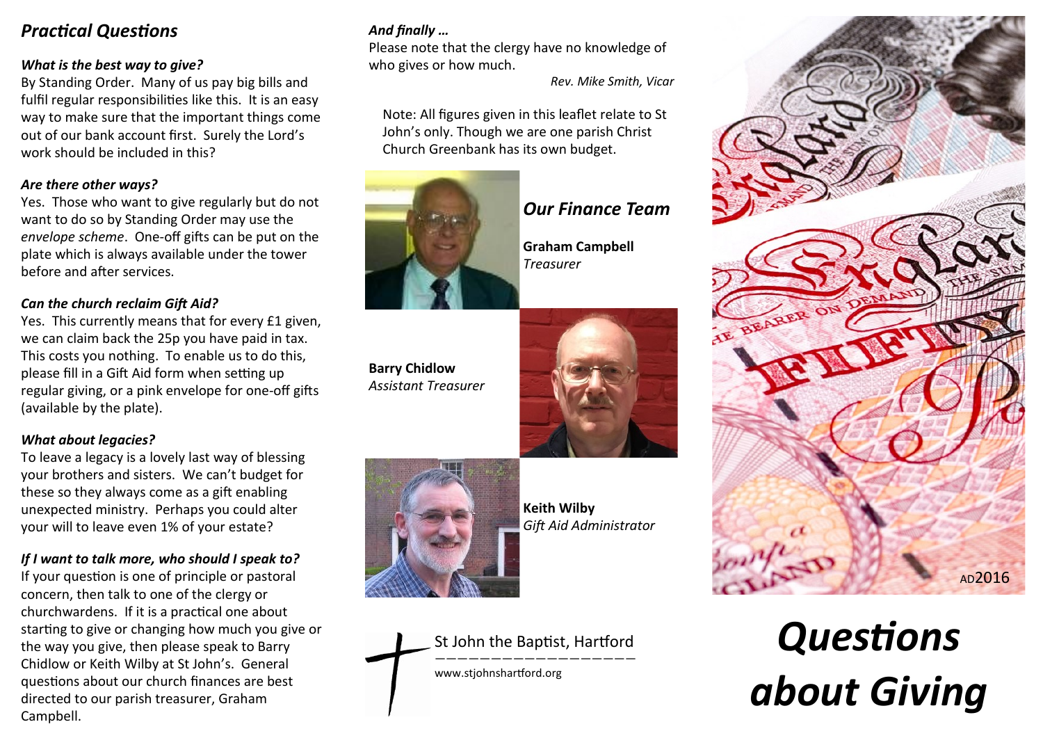## Practical Questions

### *What is the best way to give?*

By Standing Order. Many of us pay big bills and fulfil regular responsibilities like this. It is an easy way to make sure that the important things come out of our bank account first. Surely the Lord's work should be included in this?

### *Are there other ways?*

Yes. Those who want to give regularly but do not want to do so by Standing Order may use the *envelope scheme*. One-off gifts can be put on the plate which is always available under the tower before and after services.

### *Can the church reclaim Gift Aid?*

Yes. This currently means that for every £1 given, we can claim back the 25p you have paid in tax. This costs you nothing. To enable us to do this, please fill in a Gift Aid form when setting up regular giving, or a pink envelope for one-off gifts (available by the plate).

### *What about legacies?*

To leave a legacy is a lovely last way of blessing your brothers and sisters. We can't budget for these so they always come as a gift enabling unexpected ministry. Perhaps you could alter your will to leave even 1% of your estate?

### *If I want to talk more, who should I speak to?*

If your question is one of principle or pastoral concern, then talk to one of the clergy or churchwardens. If it is a practical one about starting to give or changing how much you give or the way you give, then please speak to Barry Chidlow or Keith Wilby at St John's. General questions about our church finances are best directed to our parish treasurer, Graham Campbell.

### *And finally …*

Please note that the clergy have no knowledge of who gives or how much.

*Rev. Mike Smith, Vicar*

Note: All figures given in this leaflet relate to St John's only. Though we are one parish Christ Church Greenbank has its own budget.

## *Our Finance Team*

**Graham Campbell**
*Treasurer*

**Barry Chidlow**
*Assistant Treasurer*

**Keith Wilby**
*Gift Aid Administrator*

St John the Baptist, Hartford

www.stjohnshartford.org

AD2016

# *Questions about Giving*